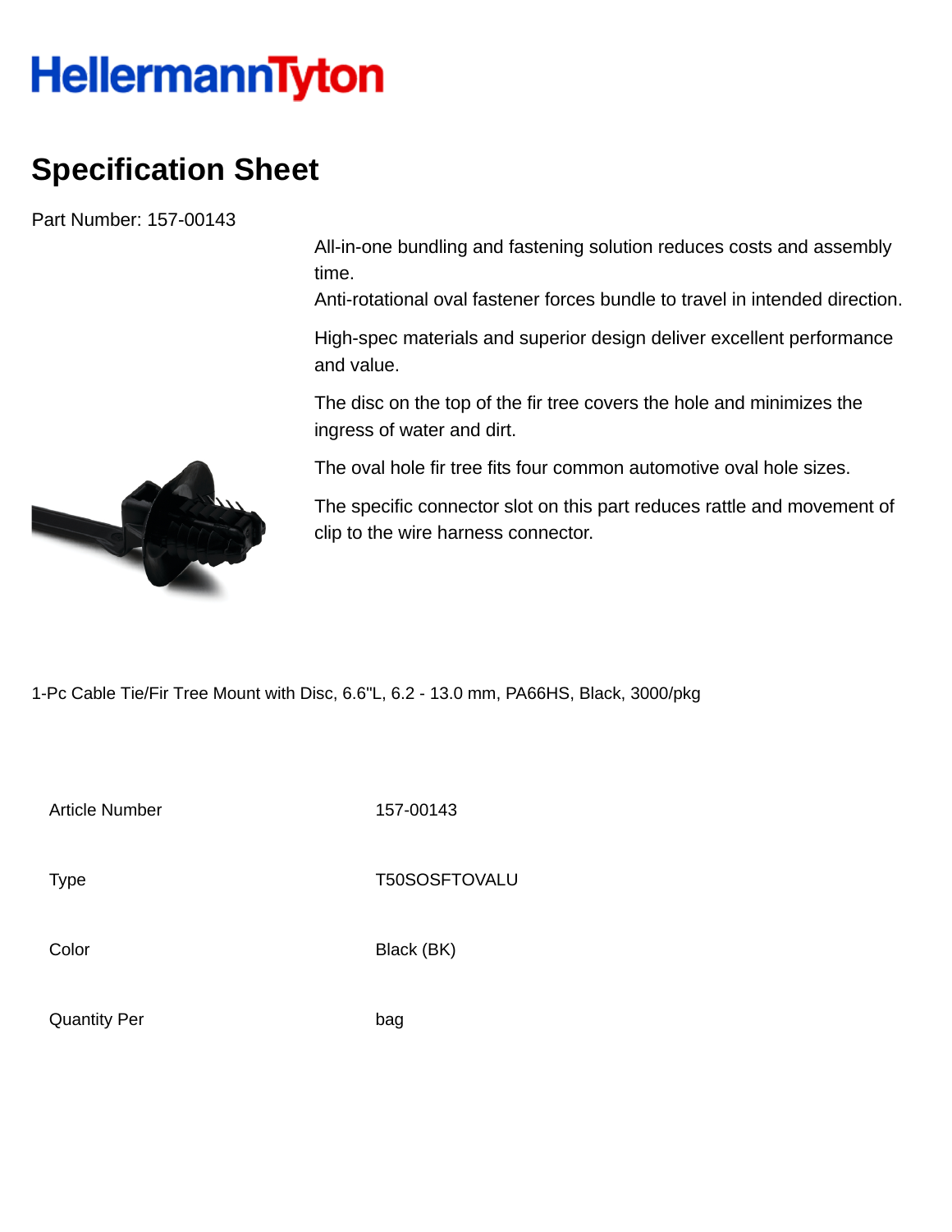HellermannTyton

# Specification Sheet

Part Number: 157-00143

All-in-one bundling and fastening solution reduces costs and assembly time.
Anti-rotational oval fastener forces bundle to travel in intended direction.

High-spec materials and superior design deliver excellent performance and value.

The disc on the top of the fir tree covers the hole and minimizes the ingress of water and dirt.

The oval hole fir tree fits four common automotive oval hole sizes.

The specific connector slot on this part reduces rattle and movement of clip to the wire harness connector.

1-Pc Cable Tie/Fir Tree Mount with Disc, 6.6"L, 6.2 - 13.0 mm, PA66HS, Black, 3000/pkg

| | |
|---|---|
| Article Number | 157-00143 |
| Type | T50SOSFTOVALU |
| Color | Black (BK) |
| Quantity Per | bag |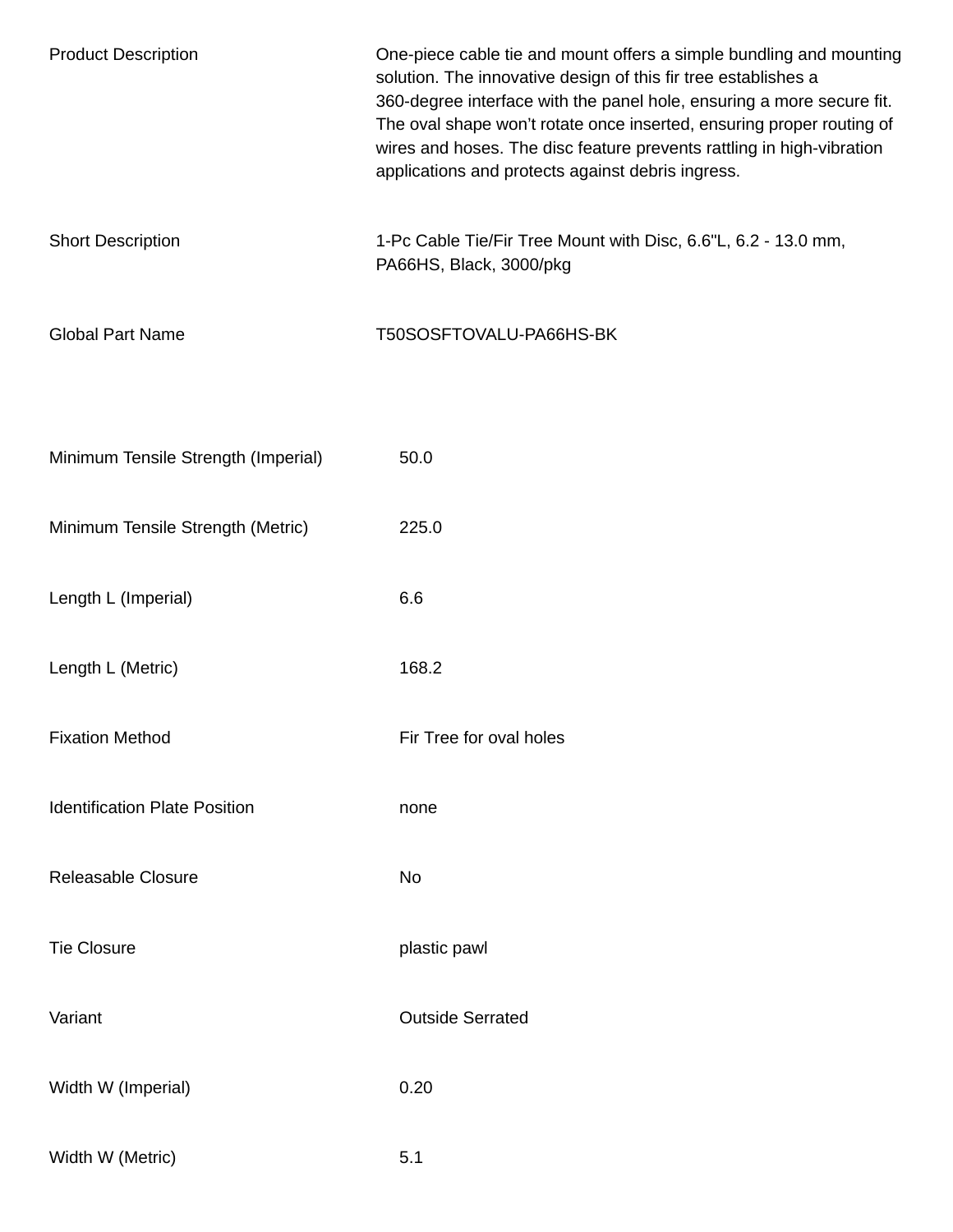| | |
|---|---|
| Product Description | One-piece cable tie and mount offers a simple bundling and mounting solution. The innovative design of this fir tree establishes a 360-degree interface with the panel hole, ensuring a more secure fit. The oval shape won’t rotate once inserted, ensuring proper routing of wires and hoses. The disc feature prevents rattling in high-vibration applications and protects against debris ingress. |
| Short Description | 1-Pc Cable Tie/Fir Tree Mount with Disc, 6.6"L, 6.2 - 13.0 mm, PA66HS, Black, 3000/pkg |
| Global Part Name | T50SOSFTOVALU-PA66HS-BK |

| | |
|---|---|
| Minimum Tensile Strength (Imperial) | 50.0 |
| Minimum Tensile Strength (Metric) | 225.0 |
| Length L (Imperial) | 6.6 |
| Length L (Metric) | 168.2 |
| Fixation Method | Fir Tree for oval holes |
| Identification Plate Position | none |
| Releasable Closure | No |
| Tie Closure | plastic pawl |
| Variant | Outside Serrated |
| Width W (Imperial) | 0.20 |
| Width W (Metric) | 5.1 |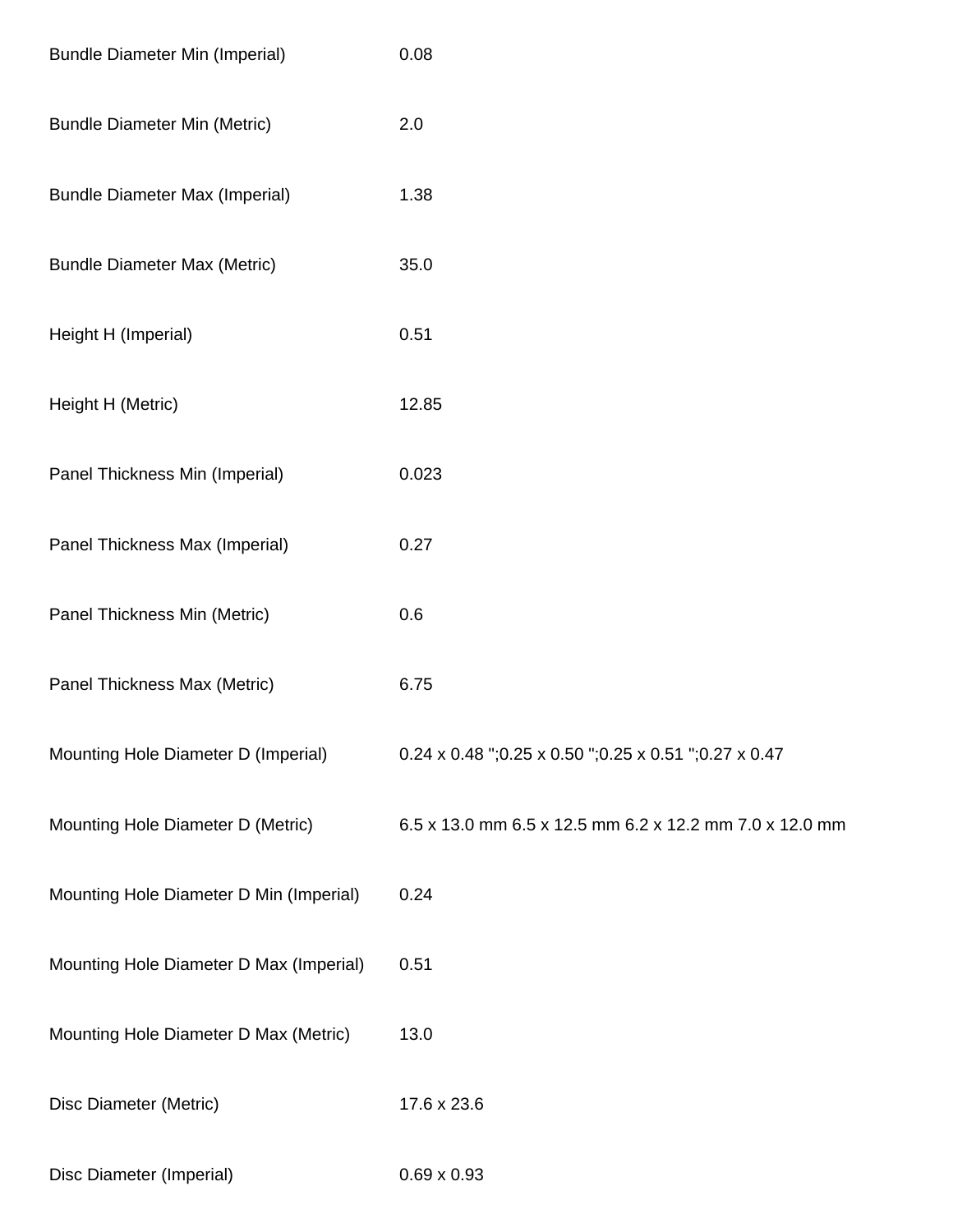| | |
|---|---|
| Bundle Diameter Min (Imperial) | 0.08 |
| Bundle Diameter Min (Metric) | 2.0 |
| Bundle Diameter Max (Imperial) | 1.38 |
| Bundle Diameter Max (Metric) | 35.0 |
| Height H (Imperial) | 0.51 |
| Height H (Metric) | 12.85 |
| Panel Thickness Min (Imperial) | 0.023 |
| Panel Thickness Max (Imperial) | 0.27 |
| Panel Thickness Min (Metric) | 0.6 |
| Panel Thickness Max (Metric) | 6.75 |
| Mounting Hole Diameter D (Imperial) | 0.24 x 0.48 ";0.25 x 0.50 ";0.25 x 0.51 ";0.27 x 0.47 |
| Mounting Hole Diameter D (Metric) | 6.5 x 13.0 mm 6.5 x 12.5 mm 6.2 x 12.2 mm 7.0 x 12.0 mm |
| Mounting Hole Diameter D Min (Imperial) | 0.24 |
| Mounting Hole Diameter D Max (Imperial) | 0.51 |
| Mounting Hole Diameter D Max (Metric) | 13.0 |
| Disc Diameter (Metric) | 17.6 x 23.6 |
| Disc Diameter (Imperial) | 0.69 x 0.93 |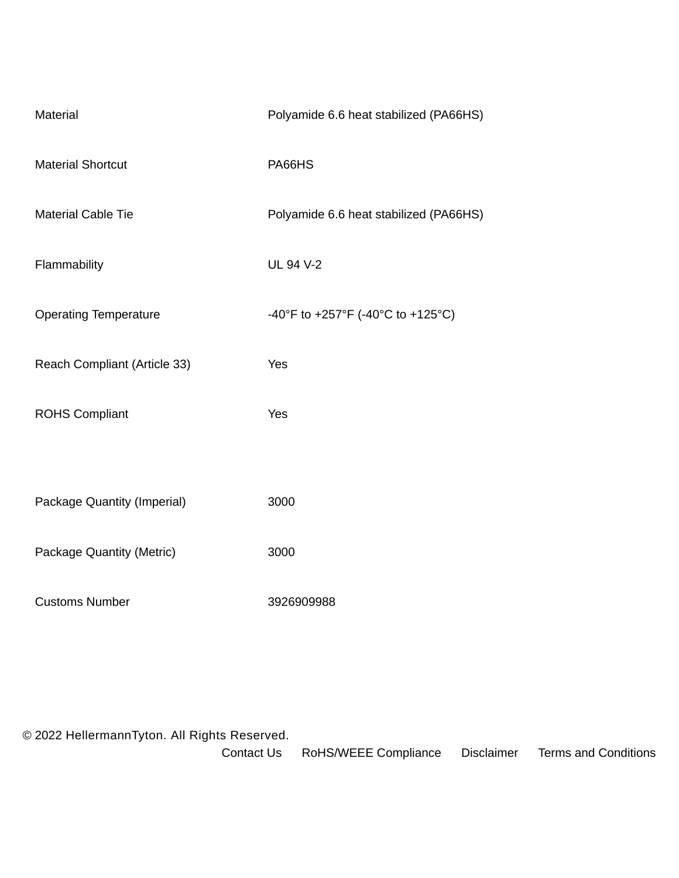| | |
|---|---|
| Material | Polyamide 6.6 heat stabilized (PA66HS) |
| Material Shortcut | PA66HS |
| Material Cable Tie | Polyamide 6.6 heat stabilized (PA66HS) |
| Flammability | UL 94 V-2 |
| Operating Temperature | -40°F to +257°F (-40°C to +125°C) |
| Reach Compliant (Article 33) | Yes |
| ROHS Compliant | Yes |

| | |
|---|---|
| Package Quantity (Imperial) | 3000 |
| Package Quantity (Metric) | 3000 |
| Customs Number | 3926909988 |

© 2022 HellermannTyton. All Rights Reserved.

Contact Us RoHS/WEEE Compliance Disclaimer Terms and Conditions